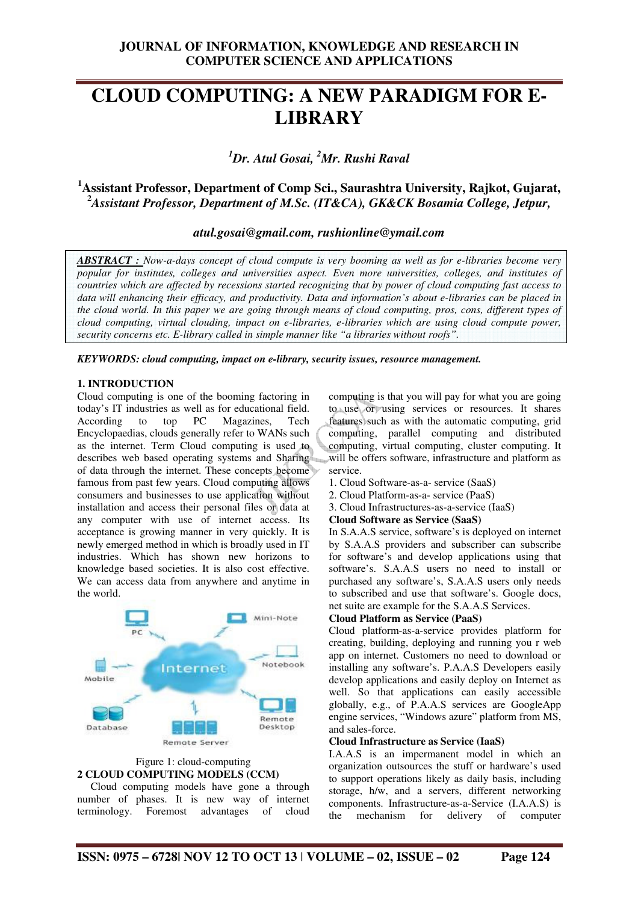# CLOUD COMPUTING: A NEW PARADIGM FOR E-LIBRARY

***[1]Dr. Atul Gosai, [2]Mr. Rushi Raval***

**[1]Assistant Professor, Department of Comp Sci., Saurashtra University, Rajkot, Gujarat,**
***[2]Assistant Professor, Department of M.Sc. (IT&CA), GK&CK Bosamia College, Jetpur,***

***atul.gosai@gmail.com, rushionline@ymail.com***

***ABSTRACT :*** *Now-a-days concept of cloud compute is very booming as well as for e-libraries become very popular for institutes, colleges and universities aspect. Even more universities, colleges, and institutes of countries which are affected by recessions started recognizing that by power of cloud computing fast access to data will enhancing their efficacy, and productivity. Data and information's about e-libraries can be placed in the cloud world. In this paper we are going through means of cloud computing, pros, cons, different types of cloud computing, virtual clouding, impact on e-libraries, e-libraries which are using cloud compute power, security concerns etc. E-library called in simple manner like "a libraries without roofs".*

***KEYWORDS: cloud computing, impact on e-library, security issues, resource management.***

## 1. INTRODUCTION

Cloud computing is one of the booming factoring in today's IT industries as well as for educational field. According to top PC Magazines, Tech Encyclopaedias, clouds generally refer to WANs such as the internet. Term Cloud computing is used to describes web based operating systems and Sharing of data through the internet. These concepts become famous from past few years. Cloud computing allows consumers and businesses to use application without installation and access their personal files or data at any computer with use of internet access. Its acceptance is growing manner in very quickly. It is newly emerged method in which is broadly used in IT industries. Which has shown new horizons to knowledge based societies. It is also cost effective. We can access data from anywhere and anytime in the world.

Figure 1: cloud-computing

## 2 CLOUD COMPUTING MODELS (CCM)

Cloud computing models have gone a through number of phases. It is new way of internet terminology. Foremost advantages of cloud computing is that you will pay for what you are going to use or using services or resources. It shares features such as with the automatic computing, grid computing, parallel computing and distributed computing, virtual computing, cluster computing. It will be offers software, infrastructure and platform as service.

1. Cloud Software-as-a- service (SaaS)
2. Cloud Platform-as-a- service (PaaS)
3. Cloud Infrastructures-as-a-service (IaaS)

**Cloud Software as Service (SaaS)**

In S.A.A.S service, software's is deployed on internet by S.A.A.S providers and subscriber can subscribe for software's and develop applications using that software's. S.A.A.S users no need to install or purchased any software's, S.A.A.S users only needs to subscribed and use that software's. Google docs, net suite are example for the S.A.A.S Services.

**Cloud Platform as Service (PaaS)**

Cloud platform-as-a-service provides platform for creating, building, deploying and running you r web app on internet. Customers no need to download or installing any software's. P.A.A.S Developers easily develop applications and easily deploy on Internet as well. So that applications can easily accessible globally, e.g., of P.A.A.S services are GoogleApp engine services, "Windows azure" platform from MS, and sales-force.

**Cloud Infrastructure as Service (IaaS)**

I.A.A.S is an impermanent model in which an organization outsources the stuff or hardware's used to support operations likely as daily basis, including storage, h/w, and a servers, different networking components. Infrastructure-as-a-Service (I.A.A.S) is the mechanism for delivery of computer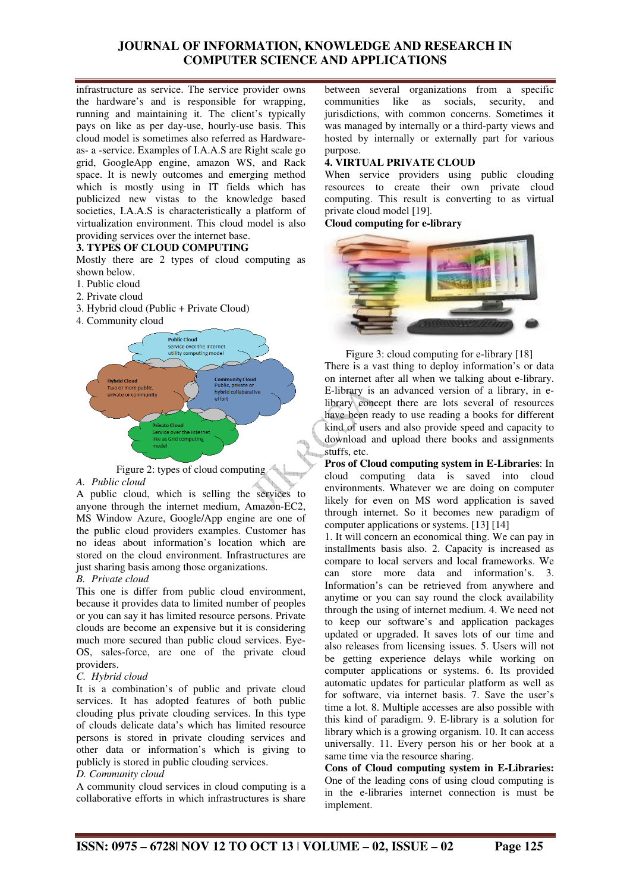infrastructure as service. The service provider owns the hardware's and is responsible for wrapping, running and maintaining it. The client's typically pays on like as per day-use, hourly-use basis. This cloud model is sometimes also referred as Hardware-as- a -service. Examples of I.A.A.S are Right scale go grid, GoogleApp engine, amazon WS, and Rack space. It is newly outcomes and emerging method which is mostly using in IT fields which has publicized new vistas to the knowledge based societies, I.A.A.S is characteristically a platform of virtualization environment. This cloud model is also providing services over the internet base.

## 3. TYPES OF CLOUD COMPUTING

Mostly there are 2 types of cloud computing as shown below.

1. Public cloud
2. Private cloud
3. Hybrid cloud (Public + Private Cloud)
4. Community cloud

Figure 2: types of cloud computing

### *A. Public cloud*

A public cloud, which is selling the services to anyone through the internet medium, Amazon-EC2, MS Window Azure, Google/App engine are one of the public cloud providers examples. Customer has no ideas about information's location which are stored on the cloud environment. Infrastructures are just sharing basis among those organizations.

### *B. Private cloud*

This one is differ from public cloud environment, because it provides data to limited number of peoples or you can say it has limited resource persons. Private clouds are become an expensive but it is considering much more secured than public cloud services. Eye-OS, sales-force, are one of the private cloud providers.

### *C. Hybrid cloud*

It is a combination's of public and private cloud services. It has adopted features of both public clouding plus private clouding services. In this type of clouds delicate data's which has limited resource persons is stored in private clouding services and other data or information's which is giving to publicly is stored in public clouding services.

### *D. Community cloud*

A community cloud services in cloud computing is a collaborative efforts in which infrastructures is share between several organizations from a specific communities like as socials, security, and jurisdictions, with common concerns. Sometimes it was managed by internally or a third-party views and hosted by internally or externally part for various purpose.

## 4. VIRTUAL PRIVATE CLOUD

When service providers using public clouding resources to create their own private cloud computing. This result is converting to as virtual private cloud model [19].

**Cloud computing for e-library**

Figure 3: cloud computing for e-library [18]

There is a vast thing to deploy information's or data on internet after all when we talking about e-library. E-library is an advanced version of a library, in e-library concept there are lots several of resources have been ready to use reading a books for different kind of users and also provide speed and capacity to download and upload there books and assignments stuffs, etc.

**Pros of Cloud computing system in E-Libraries**: In cloud computing data is saved into cloud environments. Whatever we are doing on computer likely for even on MS word application is saved through internet. So it becomes new paradigm of computer applications or systems. [13] [14]

1. It will concern an economical thing. We can pay in installments basis also. 2. Capacity is increased as compare to local servers and local frameworks. We can store more data and information's. 3. Information's can be retrieved from anywhere and anytime or you can say round the clock availability through the using of internet medium. 4. We need not to keep our software's and application packages updated or upgraded. It saves lots of our time and also releases from licensing issues. 5. Users will not be getting experience delays while working on computer applications or systems. 6. Its provided automatic updates for particular platform as well as for software, via internet basis. 7. Save the user's time a lot. 8. Multiple accesses are also possible with this kind of paradigm. 9. E-library is a solution for library which is a growing organism. 10. It can access universally. 11. Every person his or her book at a same time via the resource sharing.

**Cons of Cloud computing system in E-Libraries:** One of the leading cons of using cloud computing is in the e-libraries internet connection is must be implement.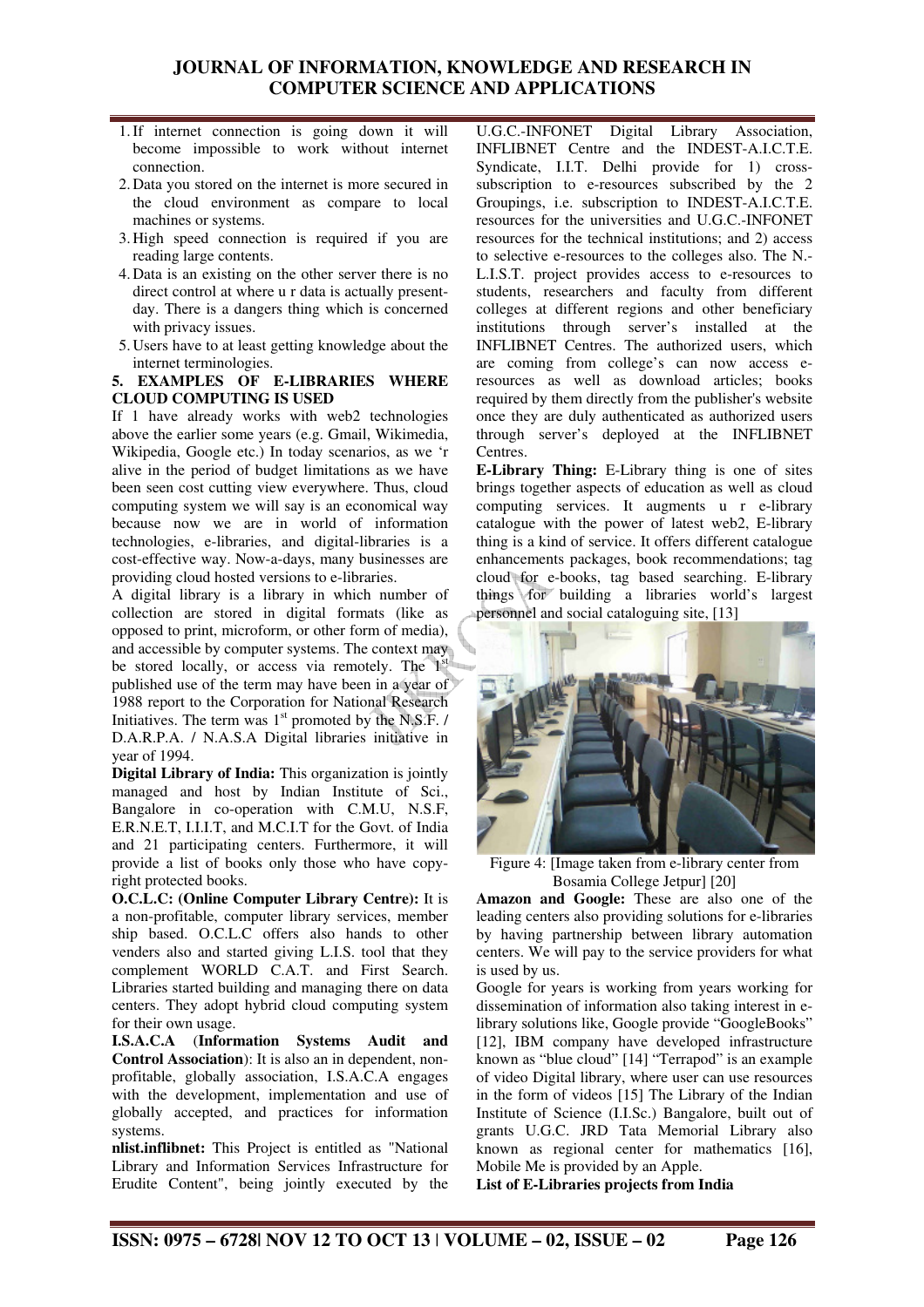1. If internet connection is going down it will become impossible to work without internet connection.
2. Data you stored on the internet is more secured in the cloud environment as compare to local machines or systems.
3. High speed connection is required if you are reading large contents.
4. Data is an existing on the other server there is no direct control at where u r data is actually present-day. There is a dangers thing which is concerned with privacy issues.
5. Users have to at least getting knowledge about the internet terminologies.

## 5. EXAMPLES OF E-LIBRARIES WHERE CLOUD COMPUTING IS USED

If 1 have already works with web2 technologies above the earlier some years (e.g. Gmail, Wikimedia, Wikipedia, Google etc.) In today scenarios, as we 'r alive in the period of budget limitations as we have been seen cost cutting view everywhere. Thus, cloud computing system we will say is an economical way because now we are in world of information technologies, e-libraries, and digital-libraries is a cost-effective way. Now-a-days, many businesses are providing cloud hosted versions to e-libraries.

A digital library is a library in which number of collection are stored in digital formats (like as opposed to print, microform, or other form of media), and accessible by computer systems. The context may be stored locally, or access via remotely. The 1st published use of the term may have been in a year of 1988 report to the Corporation for National Research Initiatives. The term was 1st promoted by the N.S.F. / D.A.R.P.A. / N.A.S.A Digital libraries initiative in year of 1994.

**Digital Library of India:** This organization is jointly managed and host by Indian Institute of Sci., Bangalore in co-operation with C.M.U, N.S.F, E.R.N.E.T, I.I.I.T, and M.C.I.T for the Govt. of India and 21 participating centers. Furthermore, it will provide a list of books only those who have copy-right protected books.

**O.C.L.C: (Online Computer Library Centre):** It is a non-profitable, computer library services, member ship based. O.C.L.C offers also hands to other venders also and started giving L.I.S. tool that they complement WORLD C.A.T. and First Search. Libraries started building and managing there on data centers. They adopt hybrid cloud computing system for their own usage.

**I.S.A.C.A (Information Systems Audit and Control Association)**: It is also an in dependent, non-profitable, globally association, I.S.A.C.A engages with the development, implementation and use of globally accepted, and practices for information systems.

**nlist.inflibnet:** This Project is entitled as "National Library and Information Services Infrastructure for Erudite Content", being jointly executed by the U.G.C.-INFONET Digital Library Association, INFLIBNET Centre and the INDEST-A.I.C.T.E. Syndicate, I.I.T. Delhi provide for 1) cross-subscription to e-resources subscribed by the 2 Groupings, i.e. subscription to INDEST-A.I.C.T.E. resources for the universities and U.G.C.-INFONET resources for the technical institutions; and 2) access to selective e-resources to the colleges also. The N.-L.I.S.T. project provides access to e-resources to students, researchers and faculty from different colleges at different regions and other beneficiary institutions through server's installed at the INFLIBNET Centres. The authorized users, which are coming from college's can now access e-resources as well as download articles; books required by them directly from the publisher's website once they are duly authenticated as authorized users through server's deployed at the INFLIBNET Centres.

**E-Library Thing:** E-Library thing is one of sites brings together aspects of education as well as cloud computing services. It augments u r e-library catalogue with the power of latest web2, E-library thing is a kind of service. It offers different catalogue enhancements packages, book recommendations; tag cloud for e-books, tag based searching. E-library things for building a libraries world's largest personnel and social cataloguing site, [13]

Figure 4: [Image taken from e-library center from Bosamia College Jetpur] [20]

**Amazon and Google:** These are also one of the leading centers also providing solutions for e-libraries by having partnership between library automation centers. We will pay to the service providers for what is used by us.

Google for years is working from years working for dissemination of information also taking interest in e-library solutions like, Google provide "GoogleBooks" [12], IBM company have developed infrastructure known as "blue cloud" [14] "Terrapod" is an example of video Digital library, where user can use resources in the form of videos [15] The Library of the Indian Institute of Science (I.I.Sc.) Bangalore, built out of grants U.G.C. JRD Tata Memorial Library also known as regional center for mathematics [16], Mobile Me is provided by an Apple.

**List of E-Libraries projects from India**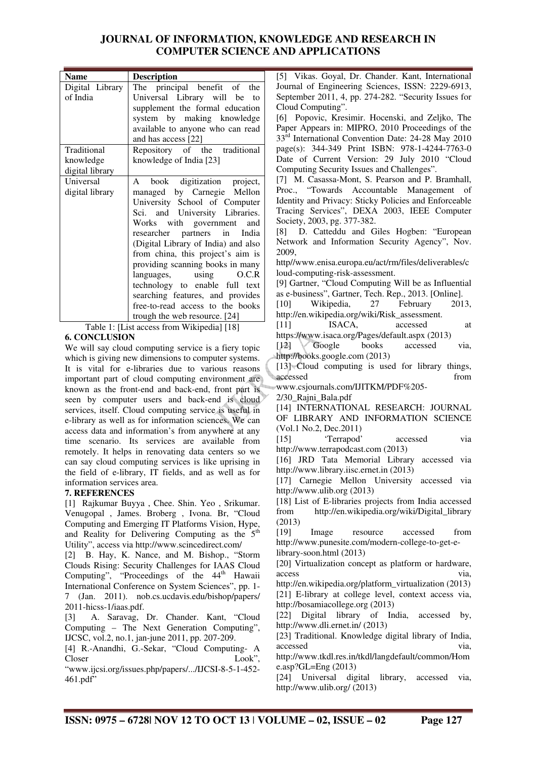| Name | Description |
|---|---|
| Digital Library of India | The principal benefit of the Universal Library will be to supplement the formal education system by making knowledge available to anyone who can read and has access [22] |
| Traditional knowledge digital library | Repository of the traditional knowledge of India [23] |
| Universal digital library | A book digitization project, managed by Carnegie Mellon University School of Computer Sci. and University Libraries. Works with government and researcher partners in India (Digital Library of India) and also from china, this project's aim is providing scanning books in many languages, using O.C.R technology to enable full text searching features, and provides free-to-read access to the books trough the web resource. [24] |

Table 1: [List access from Wikipedia] [18]

## 6. CONCLUSION

We will say cloud computing service is a fiery topic which is giving new dimensions to computer systems. It is vital for e-libraries due to various reasons important part of cloud computing environment are known as the front-end and back-end, front part is seen by computer users and back-end is cloud services, itself. Cloud computing service is useful in e-library as well as for information sciences. We can access data and information's from anywhere at any time scenario. Its services are available from remotely. It helps in renovating data centers so we can say cloud computing services is like uprising in the field of e-library, IT fields, and as well as for information services area.

## 7. REFERENCES

[1] Rajkumar Buyya , Chee. Shin. Yeo , Srikumar. Venugopal , James. Broberg , Ivona. Br, "Cloud Computing and Emerging IT Platforms Vision, Hype, and Reality for Delivering Computing as the 5th Utility", access via http://www.scincedirect.com/

[2] B. Hay, K. Nance, and M. Bishop., "Storm Clouds Rising: Security Challenges for IAAS Cloud Computing", "Proceedings of the 44th Hawaii International Conference on System Sciences", pp. 1-7 (Jan. 2011). nob.cs.ucdavis.edu/bishop/papers/ 2011-hicss-1/iaas.pdf.

[3] A. Saravag, Dr. Chander. Kant, "Cloud Computing – The Next Generation Computing", IJCSC, vol.2, no.1, jan-june 2011, pp. 207-209.

[4] R.-Anandhi, G.-Sekar, "Cloud Computing- A Closer Look", "www.ijcsi.org/issues.php/papers/.../IJCSI-8-5-1-452-461.pdf"

[5] Vikas. Goyal, Dr. Chander. Kant, International Journal of Engineering Sciences, ISSN: 2229-6913, September 2011, 4, pp. 274-282. "Security Issues for Cloud Computing".

[6] Popovic, Kresimir. Hocenski, and Zeljko, The Paper Appears in: MIPRO, 2010 Proceedings of the 33rd International Convention Date: 24-28 May 2010 page(s): 344-349 Print ISBN: 978-1-4244-7763-0 Date of Current Version: 29 July 2010 "Cloud Computing Security Issues and Challenges".

[7] M. Casassa-Mont, S. Pearson and P. Bramhall, Proc., "Towards Accountable Management of Identity and Privacy: Sticky Policies and Enforceable Tracing Services", DEXA 2003, IEEE Computer Society, 2003, pg. 377-382.

[8] D. Catteddu and Giles Hogben: "European Network and Information Security Agency", Nov. 2009, http//www.enisa.europa.eu/act/rm/files/deliverables/cloud-computing-risk-assessment.

[9] Gartner, "Cloud Computing Will be as Influential as e-business", Gartner, Tech. Rep., 2013. [Online].

[10] Wikipedia, 27 February 2013, http://en.wikipedia.org/wiki/Risk_assessment.

[11] ISACA, accessed at https://www.isaca.org/Pages/default.aspx (2013)

[12] Google books accessed via, http://books.google.com (2013)

[13] Cloud computing is used for library things, accessed from www.csjournals.com/IJITKM/PDF%205-2/30_Rajni_Bala.pdf

[14] INTERNATIONAL RESEARCH: JOURNAL OF LIBRARY AND INFORMATION SCIENCE (Vol.1 No.2, Dec.2011)

[15] 'Terrapod' accessed via http://www.terrapodcast.com (2013)

[16] JRD Tata Memorial Library accessed via http://www.library.iisc.ernet.in (2013)

[17] Carnegie Mellon University accessed via http://www.ulib.org (2013)

[18] List of E-libraries projects from India accessed from http://en.wikipedia.org/wiki/Digital_library (2013)

[19] Image resource accessed from http://www.punesite.com/modern-college-to-get-e-library-soon.html (2013)

[20] Virtualization concept as platform or hardware, access via, http://en.wikipedia.org/platform_virtualization (2013)

[21] E-library at college level, context access via, http://bosamiacollege.org (2013)

[22] Digital library of India, accessed by, http://www.dli.ernet.in/ (2013)

[23] Traditional. Knowledge digital library of India, accessed via, http://www.tkdl.res.in/tkdl/langdefault/common/Home.asp?GL=Eng (2013)

[24] Universal digital library, accessed via, http://www.ulib.org/ (2013)